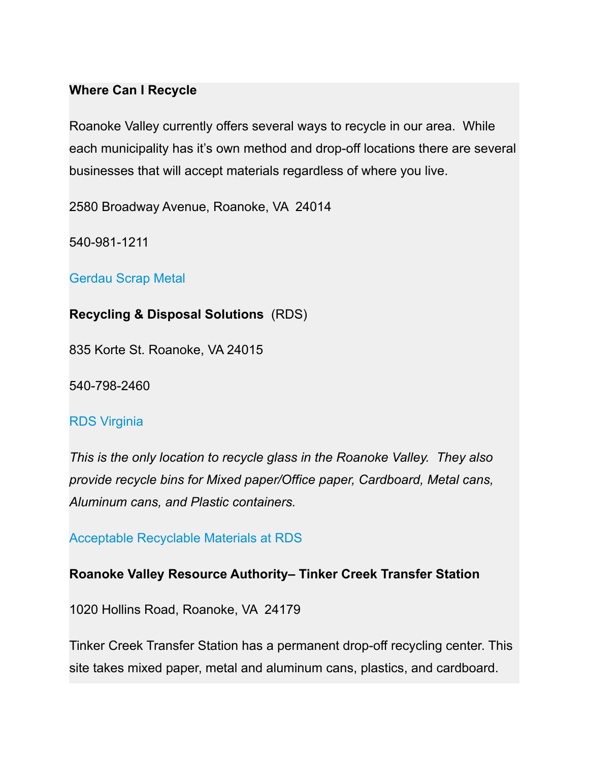**Where Can I Recycle**

Roanoke Valley currently offers several ways to recycle in our area.  While each municipality has it's own method and drop-off locations there are several businesses that will accept materials regardless of where you live.

2580 Broadway Avenue, Roanoke, VA  24014

540-981-1211

Gerdau Scrap Metal

**Recycling & Disposal Solutions** (RDS)

835 Korte St. Roanoke, VA 24015

540-798-2460

RDS Virginia

*This is the only location to recycle glass in the Roanoke Valley.  They also provide recycle bins for Mixed paper/Office paper, Cardboard, Metal cans, Aluminum cans, and Plastic containers.*

Acceptable Recyclable Materials at RDS

**Roanoke Valley Resource Authority– Tinker Creek Transfer Station**

1020 Hollins Road, Roanoke, VA  24179

Tinker Creek Transfer Station has a permanent drop-off recycling center. This site takes mixed paper, metal and aluminum cans, plastics, and cardboard.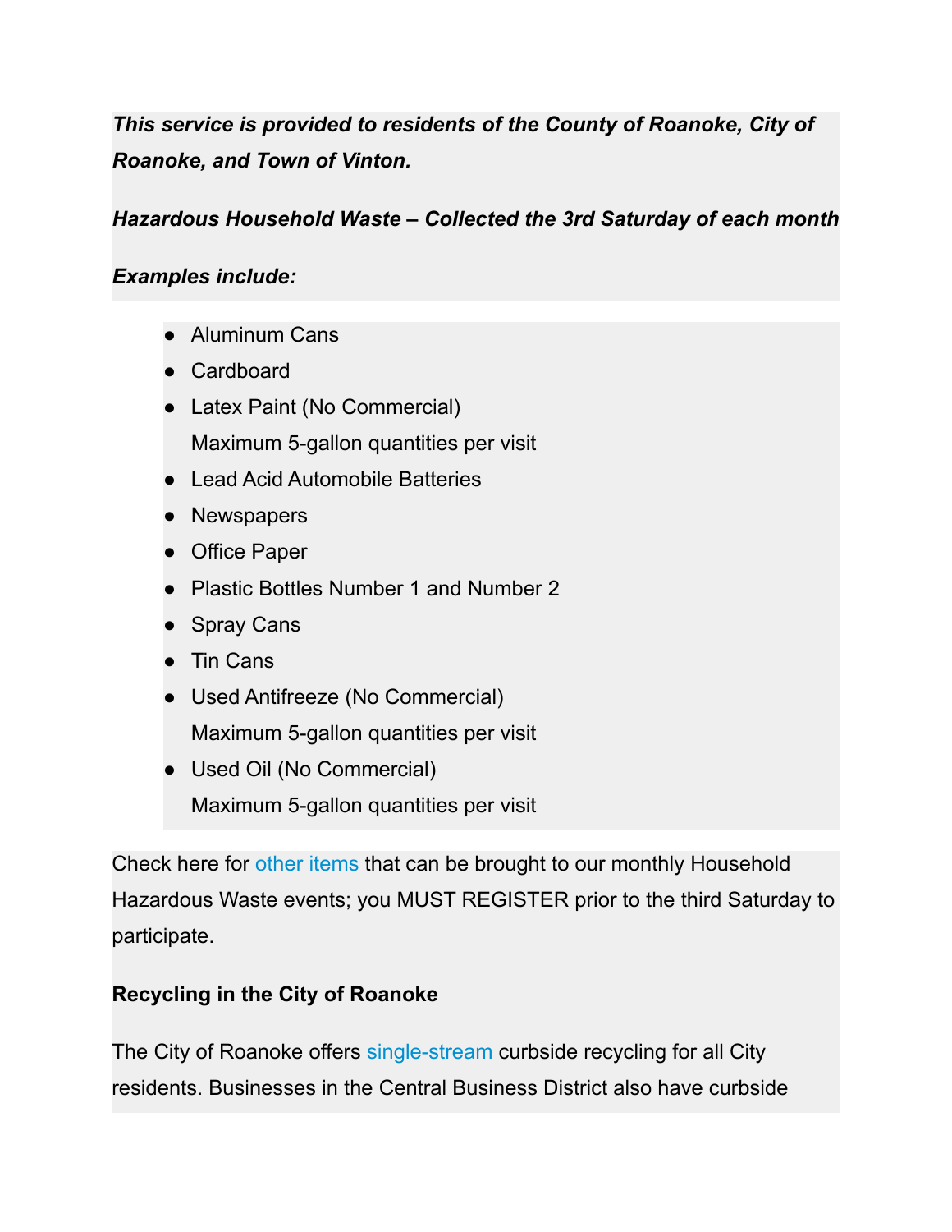***This service is provided to residents of the County of Roanoke, City of Roanoke, and Town of Vinton.***

***Hazardous Household Waste – Collected the 3rd Saturday of each month***

***Examples include:***

- Aluminum Cans
- Cardboard
- Latex Paint (No Commercial)
  Maximum 5-gallon quantities per visit
- Lead Acid Automobile Batteries
- Newspapers
- Office Paper
- Plastic Bottles Number 1 and Number 2
- Spray Cans
- Tin Cans
- Used Antifreeze (No Commercial)
  Maximum 5-gallon quantities per visit
- Used Oil (No Commercial)
  Maximum 5-gallon quantities per visit

Check here for other items that can be brought to our monthly Household Hazardous Waste events; you MUST REGISTER prior to the third Saturday to participate.

**Recycling in the City of Roanoke**

The City of Roanoke offers single-stream curbside recycling for all City residents. Businesses in the Central Business District also have curbside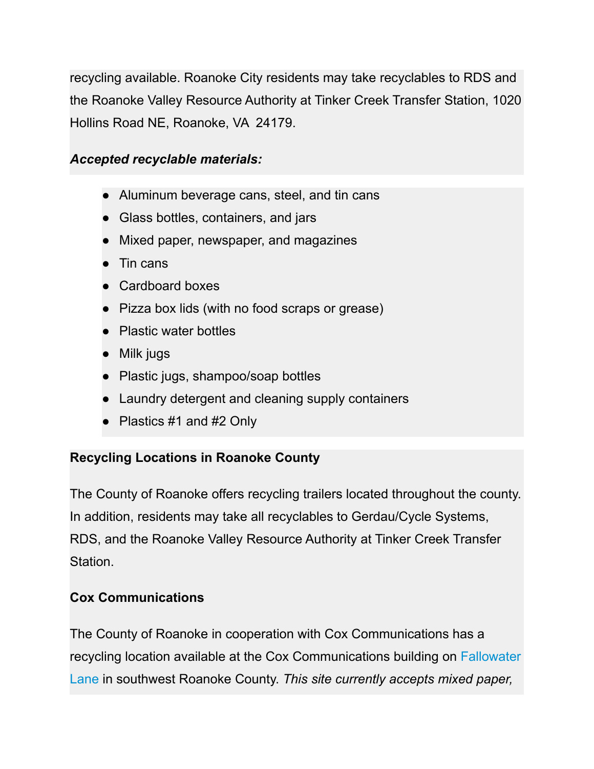recycling available. Roanoke City residents may take recyclables to RDS and the Roanoke Valley Resource Authority at Tinker Creek Transfer Station, 1020 Hollins Road NE, Roanoke, VA  24179.

***Accepted recyclable materials:***

- Aluminum beverage cans, steel, and tin cans
- Glass bottles, containers, and jars
- Mixed paper, newspaper, and magazines
- Tin cans
- Cardboard boxes
- Pizza box lids (with no food scraps or grease)
- Plastic water bottles
- Milk jugs
- Plastic jugs, shampoo/soap bottles
- Laundry detergent and cleaning supply containers
- Plastics #1 and #2 Only

**Recycling Locations in Roanoke County**

The County of Roanoke offers recycling trailers located throughout the county. In addition, residents may take all recyclables to Gerdau/Cycle Systems, RDS, and the Roanoke Valley Resource Authority at Tinker Creek Transfer Station.

**Cox Communications**

The County of Roanoke in cooperation with Cox Communications has a recycling location available at the Cox Communications building on Fallowater Lane in southwest Roanoke County. *This site currently accepts mixed paper,*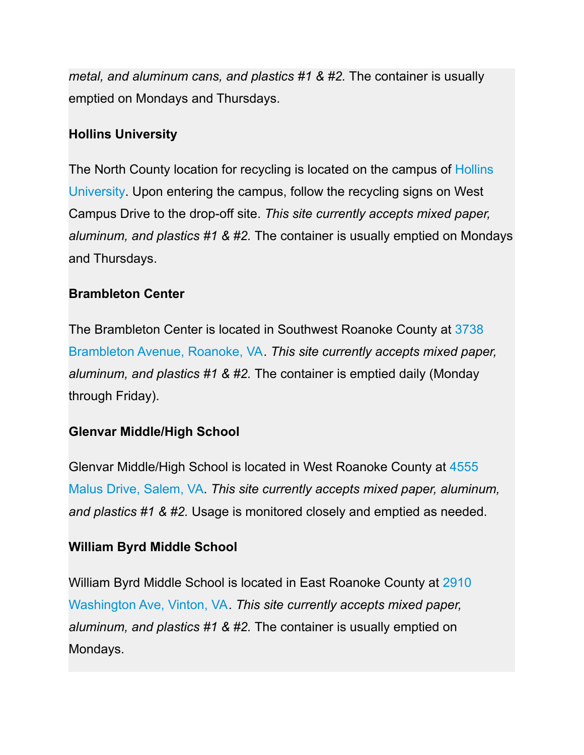*metal, and aluminum cans, and plastics #1 & #2.* The container is usually emptied on Mondays and Thursdays.

**Hollins University**

The North County location for recycling is located on the campus of Hollins University. Upon entering the campus, follow the recycling signs on West Campus Drive to the drop-off site. *This site currently accepts mixed paper, aluminum, and plastics #1 & #2.* The container is usually emptied on Mondays and Thursdays.

**Brambleton Center**

The Brambleton Center is located in Southwest Roanoke County at 3738 Brambleton Avenue, Roanoke, VA. *This site currently accepts mixed paper, aluminum, and plastics #1 & #2.* The container is emptied daily (Monday through Friday).

**Glenvar Middle/High School**

Glenvar Middle/High School is located in West Roanoke County at 4555 Malus Drive, Salem, VA. *This site currently accepts mixed paper, aluminum, and plastics #1 & #2.* Usage is monitored closely and emptied as needed.

**William Byrd Middle School**

William Byrd Middle School is located in East Roanoke County at 2910 Washington Ave, Vinton, VA. *This site currently accepts mixed paper, aluminum, and plastics #1 & #2.* The container is usually emptied on Mondays.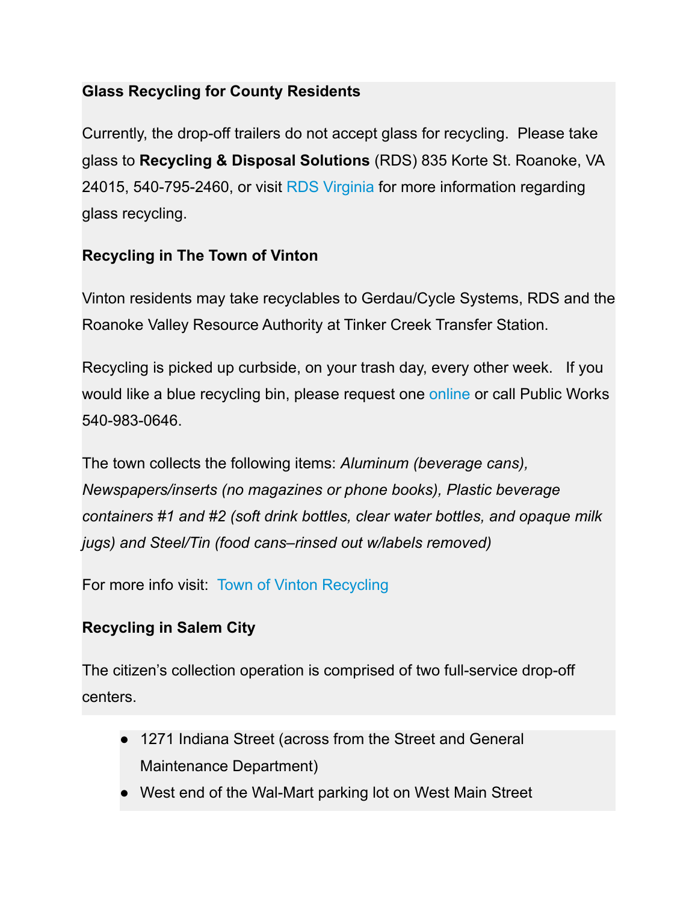**Glass Recycling for County Residents**

Currently, the drop-off trailers do not accept glass for recycling. Please take glass to **Recycling & Disposal Solutions** (RDS) 835 Korte St. Roanoke, VA 24015, 540-795-2460, or visit RDS Virginia for more information regarding glass recycling.

**Recycling in The Town of Vinton**

Vinton residents may take recyclables to Gerdau/Cycle Systems, RDS and the Roanoke Valley Resource Authority at Tinker Creek Transfer Station.

Recycling is picked up curbside, on your trash day, every other week. If you would like a blue recycling bin, please request one online or call Public Works 540-983-0646.

The town collects the following items: *Aluminum (beverage cans), Newspapers/inserts (no magazines or phone books), Plastic beverage containers #1 and #2 (soft drink bottles, clear water bottles, and opaque milk jugs) and Steel/Tin (food cans–rinsed out w/labels removed)*

For more info visit: Town of Vinton Recycling

**Recycling in Salem City**

The citizen's collection operation is comprised of two full-service drop-off centers.

- 1271 Indiana Street (across from the Street and General Maintenance Department)
- West end of the Wal-Mart parking lot on West Main Street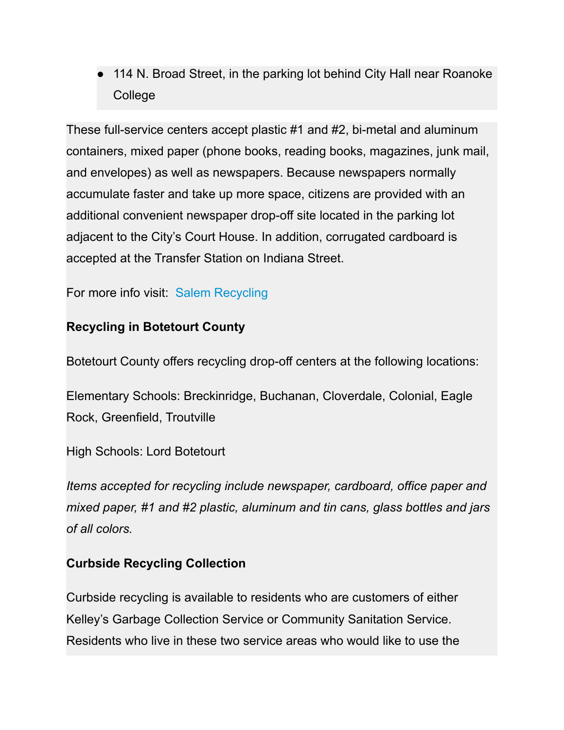- 114 N. Broad Street, in the parking lot behind City Hall near Roanoke College

These full-service centers accept plastic #1 and #2, bi-metal and aluminum containers, mixed paper (phone books, reading books, magazines, junk mail, and envelopes) as well as newspapers. Because newspapers normally accumulate faster and take up more space, citizens are provided with an additional convenient newspaper drop-off site located in the parking lot adjacent to the City's Court House. In addition, corrugated cardboard is accepted at the Transfer Station on Indiana Street.

For more info visit: Salem Recycling

**Recycling in Botetourt County**

Botetourt County offers recycling drop-off centers at the following locations:

Elementary Schools: Breckinridge, Buchanan, Cloverdale, Colonial, Eagle Rock, Greenfield, Troutville

High Schools: Lord Botetourt

*Items accepted for recycling include newspaper, cardboard, office paper and mixed paper, #1 and #2 plastic, aluminum and tin cans, glass bottles and jars of all colors.*

**Curbside Recycling Collection**

Curbside recycling is available to residents who are customers of either Kelley's Garbage Collection Service or Community Sanitation Service. Residents who live in these two service areas who would like to use the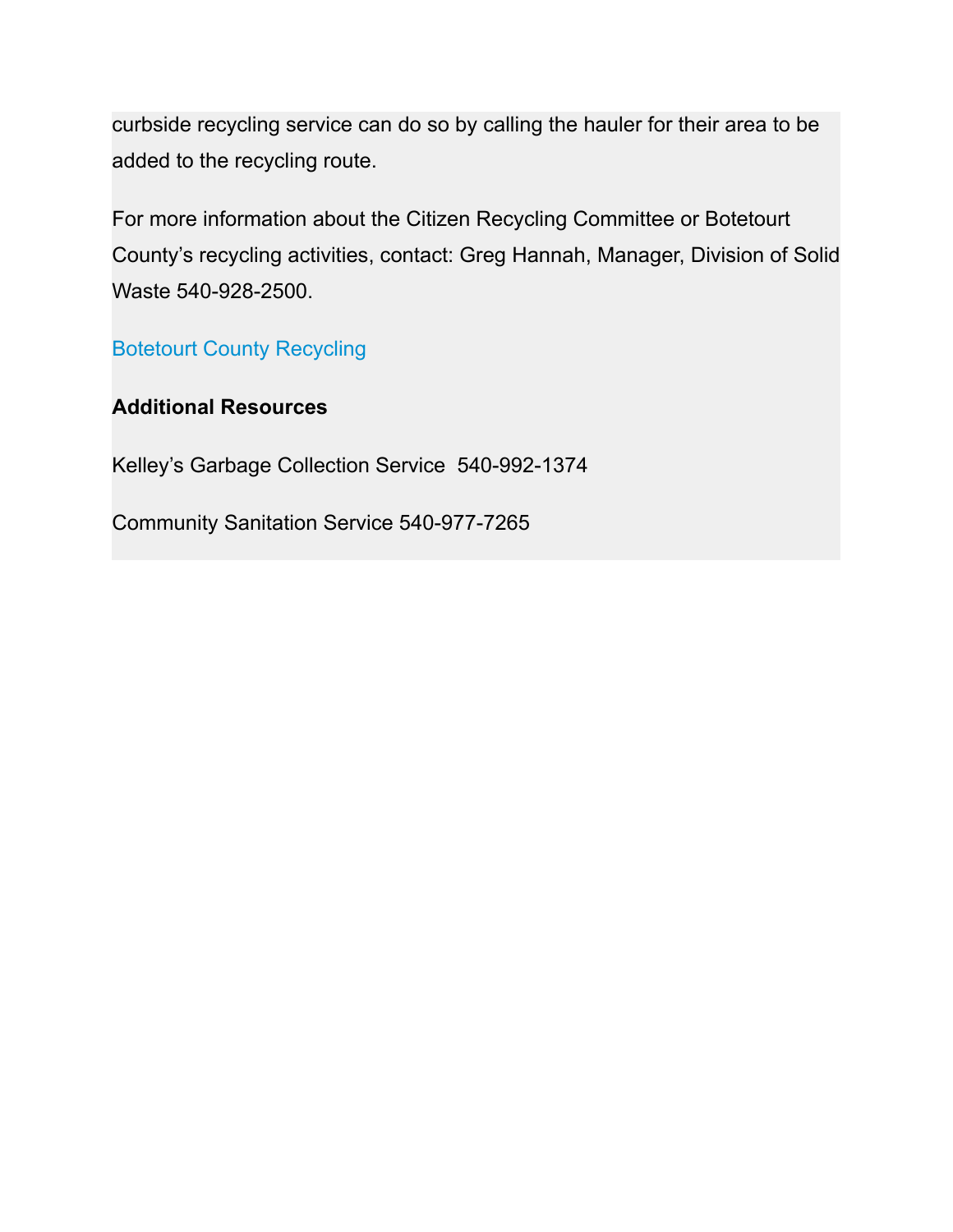curbside recycling service can do so by calling the hauler for their area to be added to the recycling route.

For more information about the Citizen Recycling Committee or Botetourt County's recycling activities, contact: Greg Hannah, Manager, Division of Solid Waste 540-928-2500.

Botetourt County Recycling

**Additional Resources**

Kelley's Garbage Collection Service  540-992-1374

Community Sanitation Service 540-977-7265